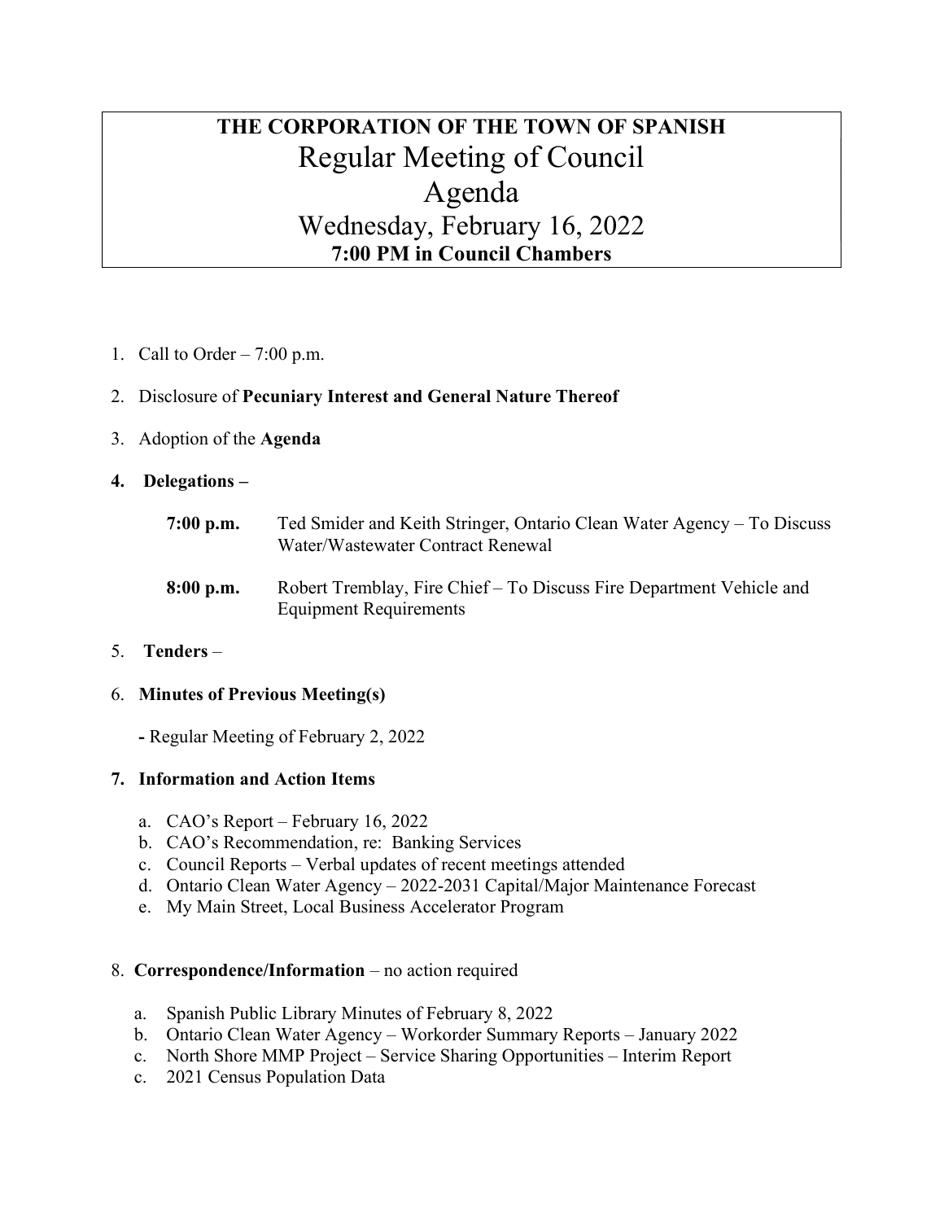# THE CORPORATION OF THE TOWN OF SPANISH

## Regular Meeting of Council

## Agenda

## Wednesday, February 16, 2022

**7:00 PM in Council Chambers**

1. Call to Order – 7:00 p.m.

2. Disclosure of **Pecuniary Interest and General Nature Thereof**

3. Adoption of the **Agenda**

4. **Delegations –**

   **7:00 p.m.** Ted Smider and Keith Stringer, Ontario Clean Water Agency – To Discuss Water/Wastewater Contract Renewal

   **8:00 p.m.** Robert Tremblay, Fire Chief – To Discuss Fire Department Vehicle and Equipment Requirements

5. **Tenders** –

6. **Minutes of Previous Meeting(s)**

   **-** Regular Meeting of February 2, 2022

7. **Information and Action Items**

   a. CAO's Report – February 16, 2022
   b. CAO's Recommendation, re: Banking Services
   c. Council Reports – Verbal updates of recent meetings attended
   d. Ontario Clean Water Agency – 2022-2031 Capital/Major Maintenance Forecast
   e. My Main Street, Local Business Accelerator Program

8. **Correspondence/Information** – no action required

   a. Spanish Public Library Minutes of February 8, 2022
   b. Ontario Clean Water Agency – Workorder Summary Reports – January 2022
   c. North Shore MMP Project – Service Sharing Opportunities – Interim Report
   c. 2021 Census Population Data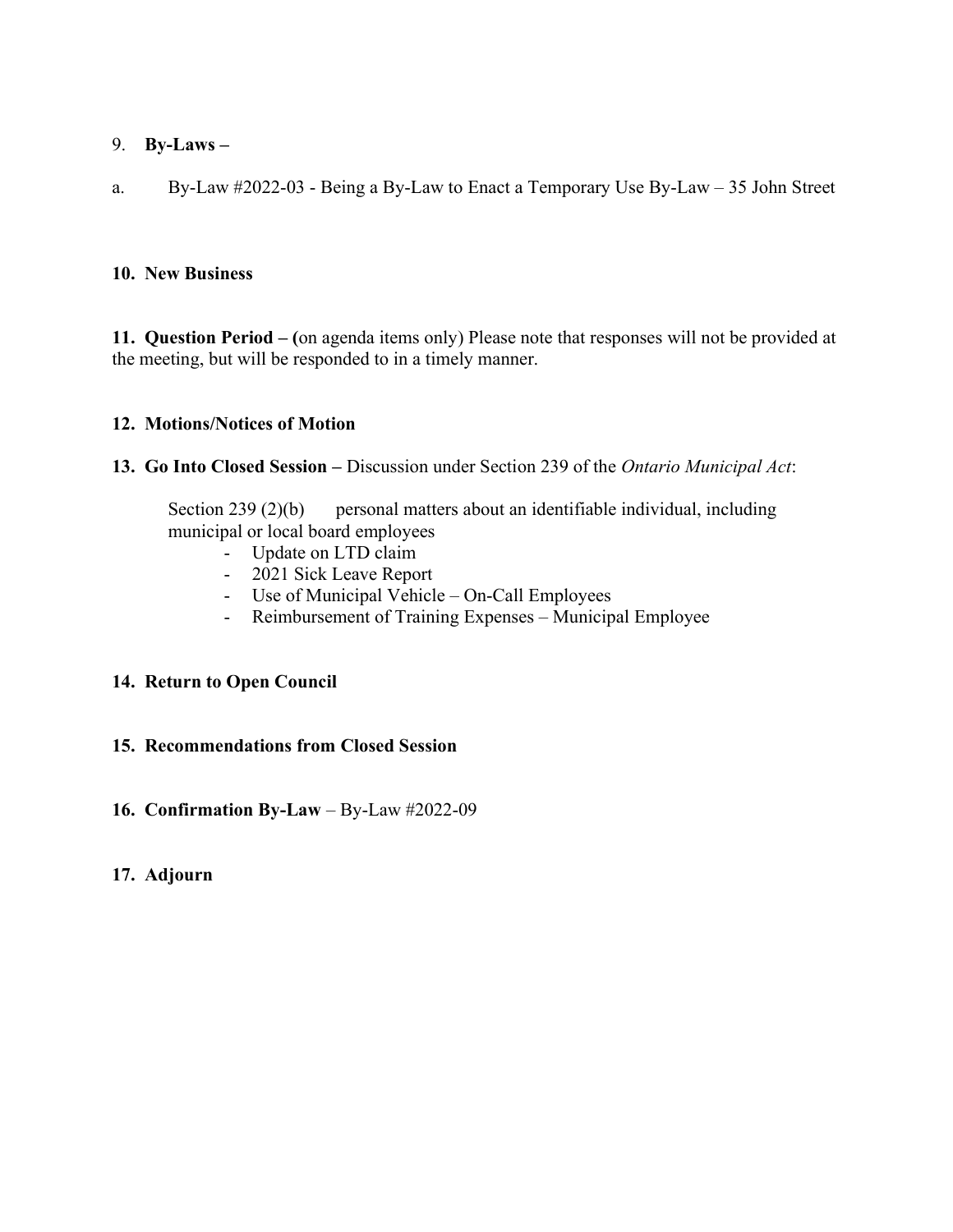9. **By-Laws –**

a. By-Law #2022-03 - Being a By-Law to Enact a Temporary Use By-Law – 35 John Street

**10. New Business**

**11. Question Period – (**on agenda items only) Please note that responses will not be provided at the meeting, but will be responded to in a timely manner.

**12. Motions/Notices of Motion**

**13. Go Into Closed Session –** Discussion under Section 239 of the *Ontario Municipal Act*:

Section 239 (2)(b) personal matters about an identifiable individual, including municipal or local board employees

- Update on LTD claim
- 2021 Sick Leave Report
- Use of Municipal Vehicle – On-Call Employees
- Reimbursement of Training Expenses – Municipal Employee

**14. Return to Open Council**

**15. Recommendations from Closed Session**

**16. Confirmation By-Law** – By-Law #2022-09

**17. Adjourn**